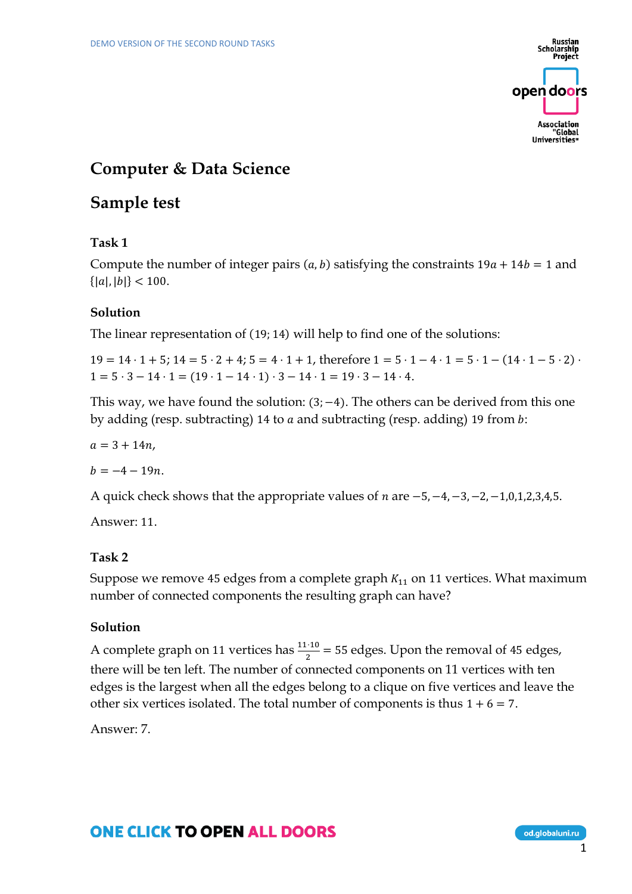# Computer & Data Science

## Sample test

### Task 1

Compute the number of integer pairs $(a, b)$ satisfying the constraints $19a + 14b = 1$ and $\{|a|, |b|\} < 100$.

### Solution

The linear representation of $(19; 14)$ will help to find one of the solutions:

$19 = 14 \cdot 1 + 5$; $14 = 5 \cdot 2 + 4$; $5 = 4 \cdot 1 + 1$, therefore $1 = 5 \cdot 1 - 4 \cdot 1 = 5 \cdot 1 - (14 \cdot 1 - 5 \cdot 2) \cdot 1 = 5 \cdot 3 - 14 \cdot 1 = (19 \cdot 1 - 14 \cdot 1) \cdot 3 - 14 \cdot 1 = 19 \cdot 3 - 14 \cdot 4$.

This way, we have found the solution: $(3; -4)$. The others can be derived from this one by adding (resp. subtracting) 14 to $a$ and subtracting (resp. adding) 19 from $b$:

$a = 3 + 14n,$

$b = -4 - 19n.$

A quick check shows that the appropriate values of $n$ are $-5, -4, -3, -2, -1, 0, 1, 2, 3, 4, 5$.

Answer: 11.

### Task 2

Suppose we remove 45 edges from a complete graph $K_{11}$ on 11 vertices. What maximum number of connected components the resulting graph can have?

### Solution

A complete graph on 11 vertices has $\frac{11 \cdot 10}{2} = 55$ edges. Upon the removal of 45 edges, there will be ten left. The number of connected components on 11 vertices with ten edges is the largest when all the edges belong to a clique on five vertices and leave the other six vertices isolated. The total number of components is thus $1 + 6 = 7$.

Answer: 7.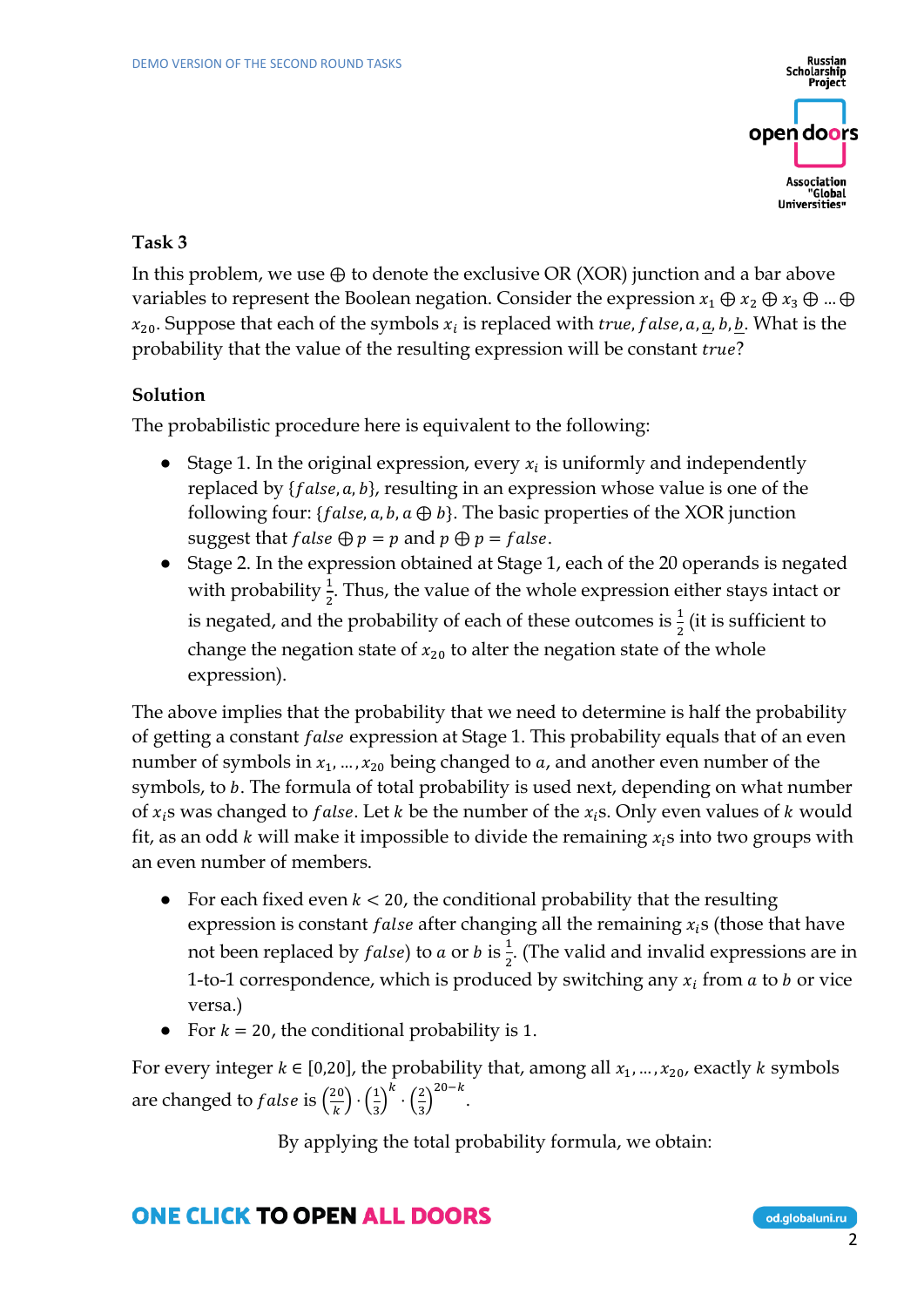### Task 3

In this problem, we use $\oplus$ to denote the exclusive OR (XOR) junction and a bar above variables to represent the Boolean negation. Consider the expression $x_1 \oplus x_2 \oplus x_3 \oplus \dots \oplus x_{20}$. Suppose that each of the symbols $x_i$ is replaced with $true, false, a, \bar{a}, b, \bar{b}$. What is the probability that the value of the resulting expression will be constant $true$?

### Solution

The probabilistic procedure here is equivalent to the following:

- Stage 1. In the original expression, every $x_i$ is uniformly and independently replaced by $\{false, a, b\}$, resulting in an expression whose value is one of the following four: $\{false, a, b, a \oplus b\}$. The basic properties of the XOR junction suggest that $false \oplus p = p$ and $p \oplus p = false$.
- Stage 2. In the expression obtained at Stage 1, each of the 20 operands is negated with probability $\frac{1}{2}$. Thus, the value of the whole expression either stays intact or is negated, and the probability of each of these outcomes is $\frac{1}{2}$ (it is sufficient to change the negation state of $x_{20}$ to alter the negation state of the whole expression).

The above implies that the probability that we need to determine is half the probability of getting a constant $false$ expression at Stage 1. This probability equals that of an even number of symbols in $x_1, \dots, x_{20}$ being changed to $a$, and another even number of the symbols, to $b$. The formula of total probability is used next, depending on what number of $x_i$s was changed to $false$. Let $k$ be the number of the $x_i$s. Only even values of $k$ would fit, as an odd $k$ will make it impossible to divide the remaining $x_i$s into two groups with an even number of members.

- For each fixed even $k < 20$, the conditional probability that the resulting expression is constant $false$ after changing all the remaining $x_i$s (those that have not been replaced by $false$) to $a$ or $b$ is $\frac{1}{2}$. (The valid and invalid expressions are in 1-to-1 correspondence, which is produced by switching any $x_i$ from $a$ to $b$ or vice versa.)
- For $k = 20$, the conditional probability is 1.

For every integer $k \in [0,20]$, the probability that, among all $x_1, \dots, x_{20}$, exactly $k$ symbols are changed to $false$ is $\binom{20}{k} \cdot \left(\frac{1}{3}\right)^k \cdot \left(\frac{2}{3}\right)^{20-k}$.

By applying the total probability formula, we obtain: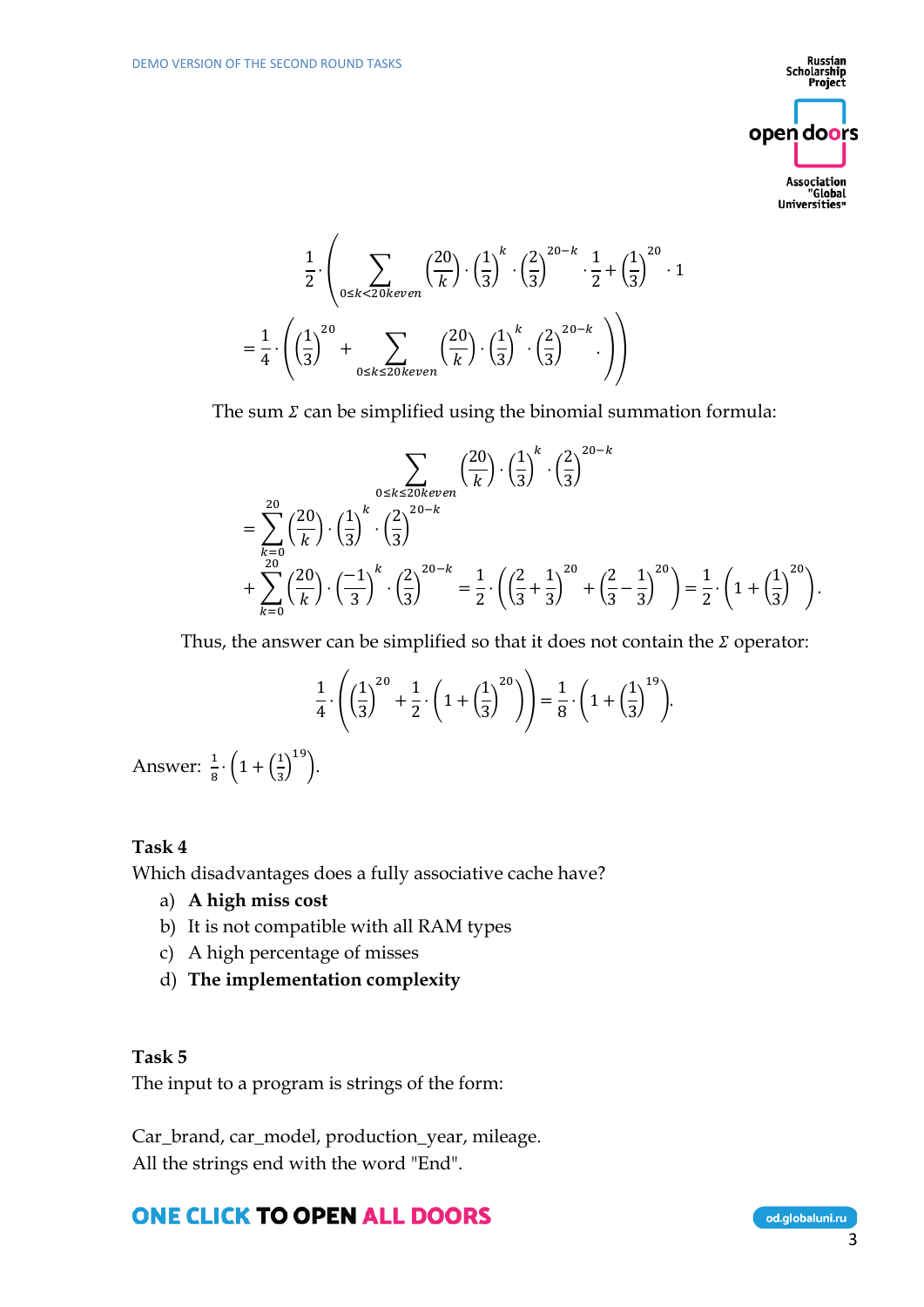$$\frac{1}{2}\cdot\left(\sum_{0\le k<20 k even}\binom{20}{k}\cdot\left(\frac{1}{3}\right)^k\cdot\left(\frac{2}{3}\right)^{20-k}\cdot\frac{1}{2}+\left(\frac{1}{3}\right)^{20}\cdot 1\right.$$

$$\left.=\frac{1}{4}\cdot\left(\left(\frac{1}{3}\right)^{20}+\sum_{0\le k\le 20 k even}\binom{20}{k}\cdot\left(\frac{1}{3}\right)^k\cdot\left(\frac{2}{3}\right)^{20-k}.\right)\right)$$

The sum $\Sigma$ can be simplified using the binomial summation formula:

$$\sum_{0\le k\le 20 k even}\binom{20}{k}\cdot\left(\frac{1}{3}\right)^k\cdot\left(\frac{2}{3}\right)^{20-k}$$

$$=\sum_{k=0}^{20}\binom{20}{k}\cdot\left(\frac{1}{3}\right)^k\cdot\left(\frac{2}{3}\right)^{20-k}$$

$$+\sum_{k=0}^{20}\binom{20}{k}\cdot\left(\frac{-1}{3}\right)^k\cdot\left(\frac{2}{3}\right)^{20-k}=\frac{1}{2}\cdot\left(\left(\frac{2}{3}+\frac{1}{3}\right)^{20}+\left(\frac{2}{3}-\frac{1}{3}\right)^{20}\right)=\frac{1}{2}\cdot\left(1+\left(\frac{1}{3}\right)^{20}\right).$$

Thus, the answer can be simplified so that it does not contain the $\Sigma$ operator:

$$\frac{1}{4}\cdot\left(\left(\frac{1}{3}\right)^{20}+\frac{1}{2}\cdot\left(1+\left(\frac{1}{3}\right)^{20}\right)\right)=\frac{1}{8}\cdot\left(1+\left(\frac{1}{3}\right)^{19}\right).$$

Answer: $\frac{1}{8}\cdot\left(1+\left(\frac{1}{3}\right)^{19}\right)$.

**Task 4**

Which disadvantages does a fully associative cache have?

a) **A high miss cost**
b) It is not compatible with all RAM types
c) A high percentage of misses
d) **The implementation complexity**

**Task 5**

The input to a program is strings of the form:

Car_brand, car_model, production_year, mileage.
All the strings end with the word "End".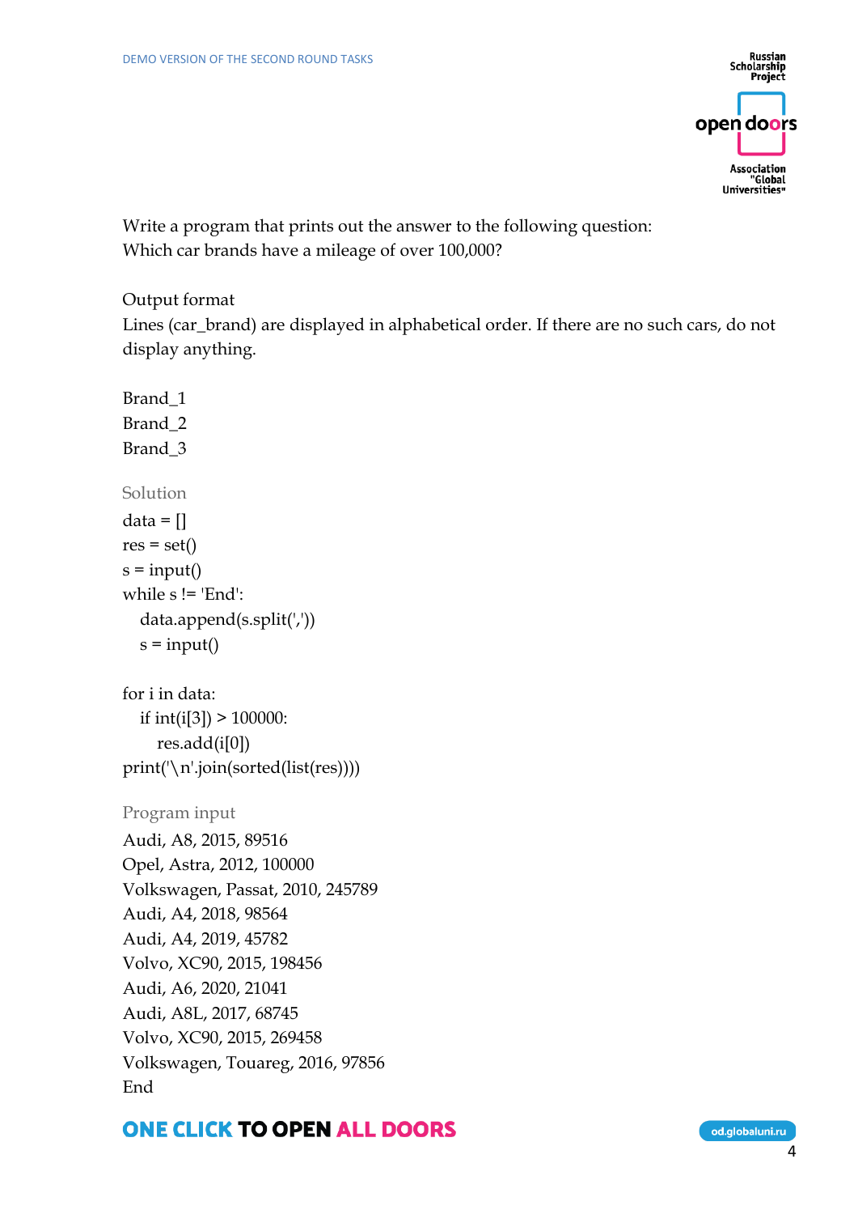Write a program that prints out the answer to the following question:
Which car brands have a mileage of over 100,000?

Output format
Lines (car_brand) are displayed in alphabetical order. If there are no such cars, do not display anything.

Brand_1
Brand_2
Brand_3

Solution

```
data = []
res = set()
s = input()
while s != 'End':
    data.append(s.split(','))
    s = input()

for i in data:
    if int(i[3]) > 100000:
        res.add(i[0])
print('\n'.join(sorted(list(res))))
```

Program input

```
Audi, A8, 2015, 89516
Opel, Astra, 2012, 100000
Volkswagen, Passat, 2010, 245789
Audi, A4, 2018, 98564
Audi, A4, 2019, 45782
Volvo, XC90, 2015, 198456
Audi, A6, 2020, 21041
Audi, A8L, 2017, 68745
Volvo, XC90, 2015, 269458
Volkswagen, Touareg, 2016, 97856
End
```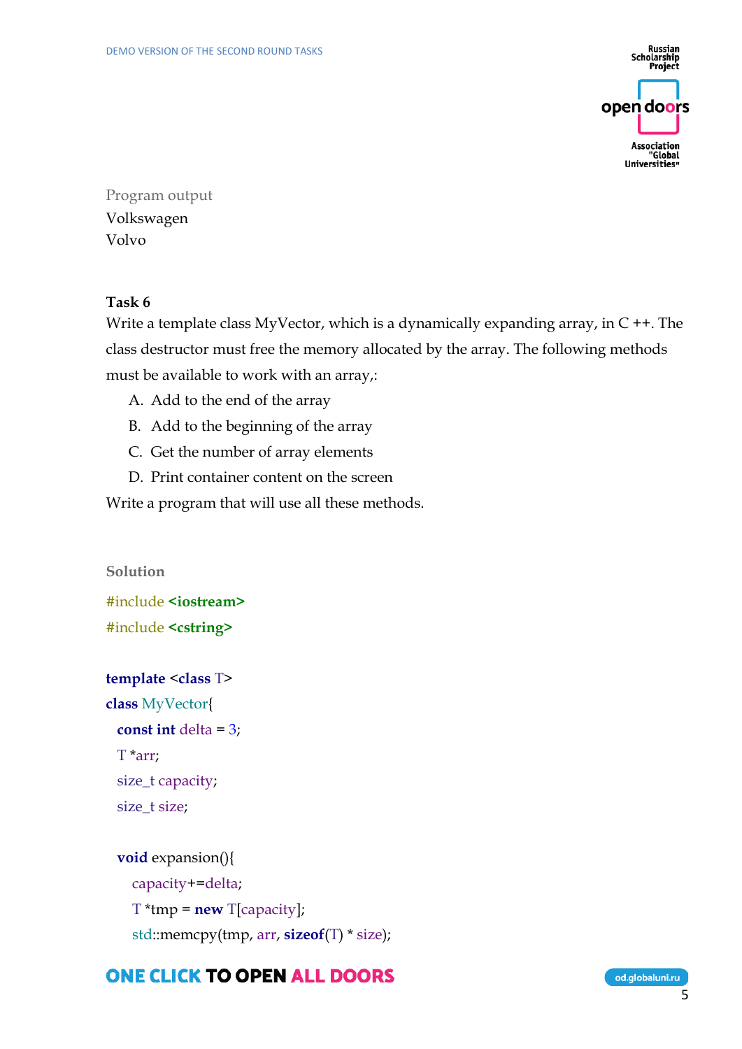Program output

Volkswagen
Volvo

**Task 6**

Write a template class MyVector, which is a dynamically expanding array, in C ++. The class destructor must free the memory allocated by the array. The following methods must be available to work with an array,:

A. Add to the end of the array
B. Add to the beginning of the array
C. Get the number of array elements
D. Print container content on the screen

Write a program that will use all these methods.

**Solution**

```
#include <iostream>
#include <cstring>

template <class T>
class MyVector{
  const int delta = 3;
  T *arr;
  size_t capacity;
  size_t size;

  void expansion(){
     capacity+=delta;
     T *tmp = new T[capacity];
     std::memcpy(tmp, arr, sizeof(T) * size);
```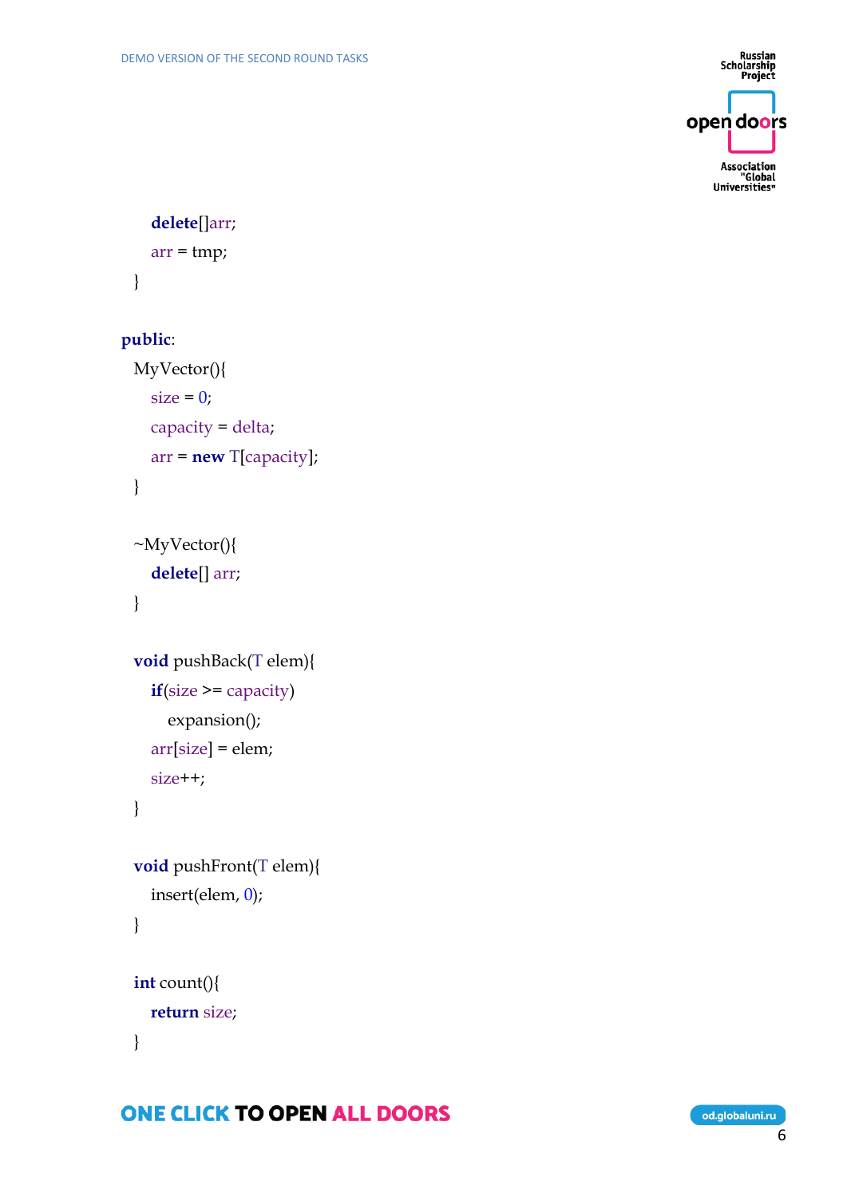```
        delete[]arr;
        arr = tmp;
    }

public:
    MyVector(){
        size = 0;
        capacity = delta;
        arr = new T[capacity];
    }

    ~MyVector(){
        delete[] arr;
    }

    void pushBack(T elem){
        if(size >= capacity)
            expansion();
        arr[size] = elem;
        size++;
    }

    void pushFront(T elem){
        insert(elem, 0);
    }

    int count(){
        return size;
    }
```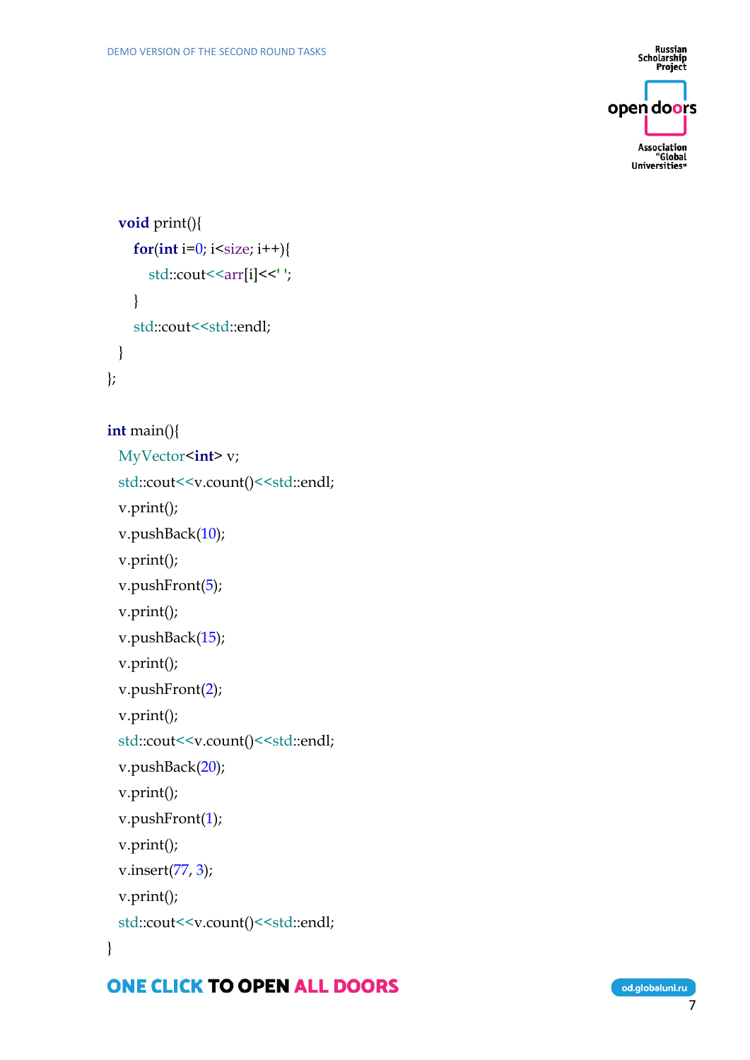```
    void print(){
        for(int i=0; i<size; i++){
            std::cout<<arr[i]<<' ';
        }
        std::cout<<std::endl;
    }
};

int main(){
    MyVector<int> v;
    std::cout<<v.count()<<std::endl;
    v.print();
    v.pushBack(10);
    v.print();
    v.pushFront(5);
    v.print();
    v.pushBack(15);
    v.print();
    v.pushFront(2);
    v.print();
    std::cout<<v.count()<<std::endl;
    v.pushBack(20);
    v.print();
    v.pushFront(1);
    v.print();
    v.insert(77, 3);
    v.print();
    std::cout<<v.count()<<std::endl;
}
```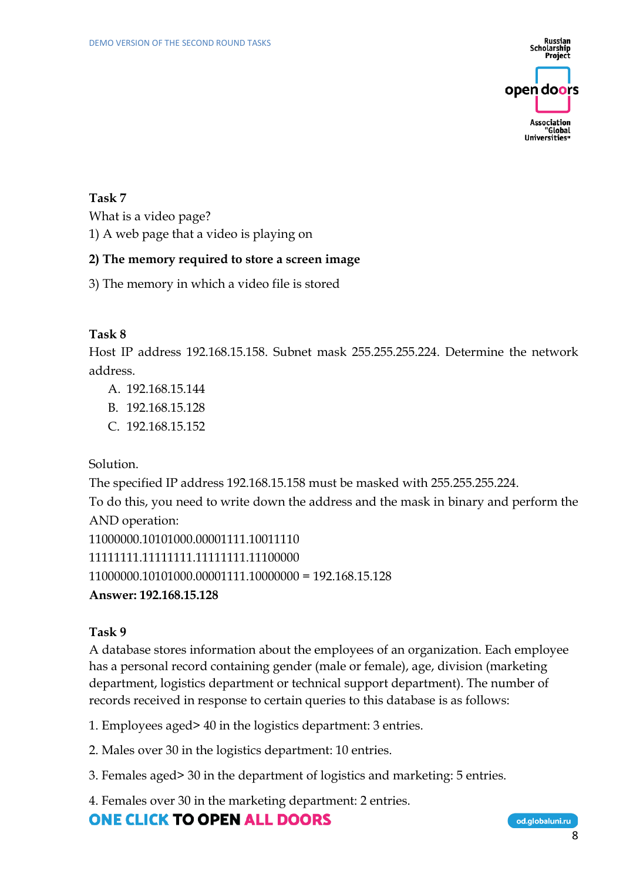**Task 7**

What is a video page?

1) A web page that a video is playing on

**2) The memory required to store a screen image**

3) The memory in which a video file is stored

**Task 8**

Host IP address 192.168.15.158. Subnet mask 255.255.255.224. Determine the network address.

A. 192.168.15.144
B. 192.168.15.128
C. 192.168.15.152

Solution.

The specified IP address 192.168.15.158 must be masked with 255.255.255.224.

To do this, you need to write down the address and the mask in binary and perform the AND operation:

11000000.10101000.00001111.10011110
11111111.11111111.11111111.11100000
11000000.10101000.00001111.10000000 = 192.168.15.128

**Answer: 192.168.15.128**

**Task 9**

A database stores information about the employees of an organization. Each employee has a personal record containing gender (male or female), age, division (marketing department, logistics department or technical support department). The number of records received in response to certain queries to this database is as follows:

1. Employees aged> 40 in the logistics department: 3 entries.

2. Males over 30 in the logistics department: 10 entries.

3. Females aged> 30 in the department of logistics and marketing: 5 entries.

4. Females over 30 in the marketing department: 2 entries.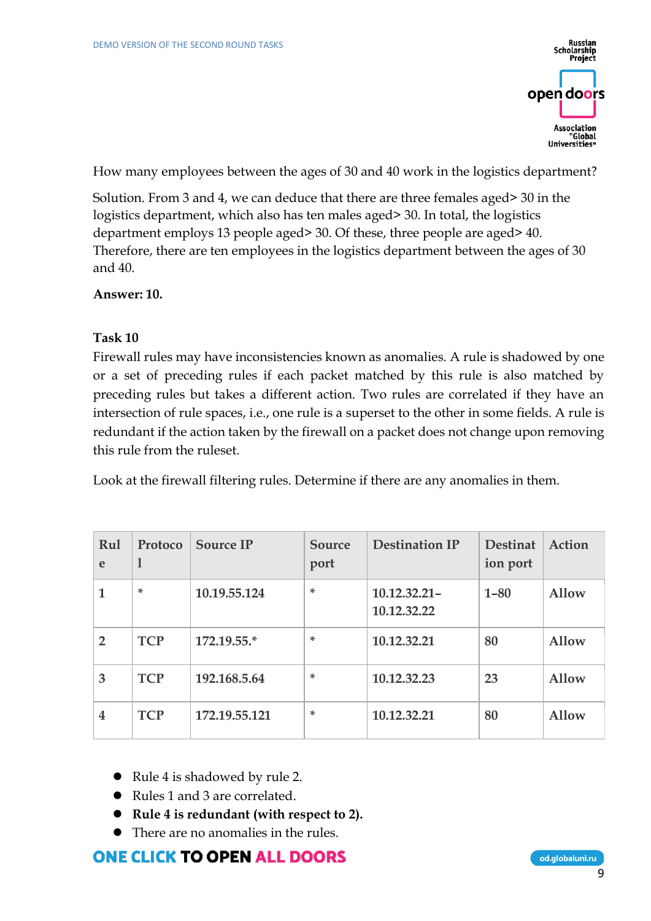How many employees between the ages of 30 and 40 work in the logistics department?

Solution. From 3 and 4, we can deduce that there are three females aged> 30 in the logistics department, which also has ten males aged> 30. In total, the logistics department employs 13 people aged> 30. Of these, three people are aged> 40. Therefore, there are ten employees in the logistics department between the ages of 30 and 40.

**Answer: 10.**

**Task 10**

Firewall rules may have inconsistencies known as anomalies. A rule is shadowed by one or a set of preceding rules if each packet matched by this rule is also matched by preceding rules but takes a different action. Two rules are correlated if they have an intersection of rule spaces, i.e., one rule is a superset to the other in some fields. A rule is redundant if the action taken by the firewall on a packet does not change upon removing this rule from the ruleset.

Look at the firewall filtering rules. Determine if there are any anomalies in them.

| Rule | Protocol | Source IP | Source port | Destination IP | Destination port | Action |
|---|---|---|---|---|---|---|
| 1 | * | 10.19.55.124 | * | 10.12.32.21–10.12.32.22 | 1–80 | Allow |
| 2 | TCP | 172.19.55.* | * | 10.12.32.21 | 80 | Allow |
| 3 | TCP | 192.168.5.64 | * | 10.12.32.23 | 23 | Allow |
| 4 | TCP | 172.19.55.121 | * | 10.12.32.21 | 80 | Allow |

- Rule 4 is shadowed by rule 2.
- Rules 1 and 3 are correlated.
- **Rule 4 is redundant (with respect to 2).**
- There are no anomalies in the rules.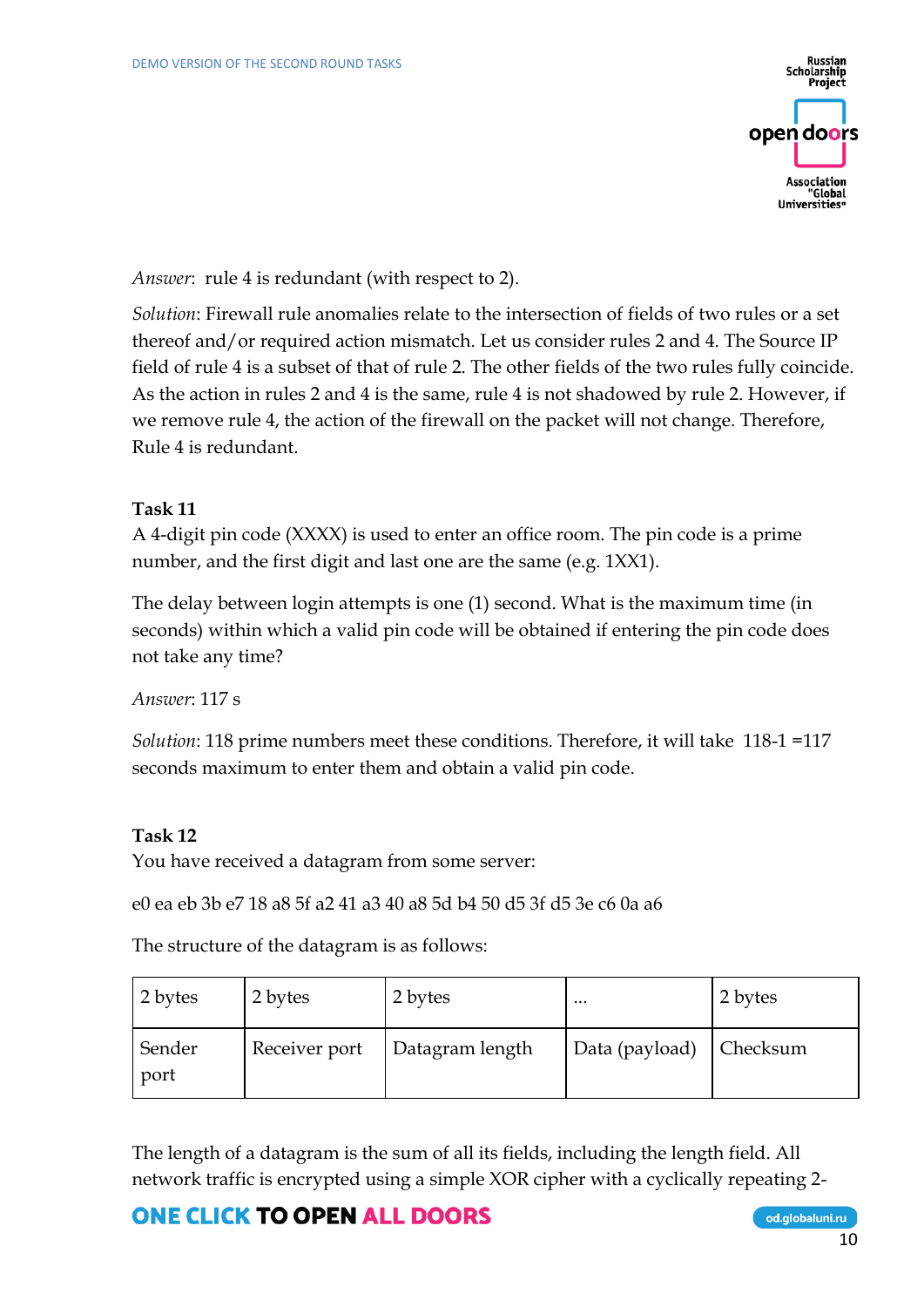*Answer*: rule 4 is redundant (with respect to 2).

*Solution*: Firewall rule anomalies relate to the intersection of fields of two rules or a set thereof and/or required action mismatch. Let us consider rules 2 and 4. The Source IP field of rule 4 is a subset of that of rule 2. The other fields of the two rules fully coincide. As the action in rules 2 and 4 is the same, rule 4 is not shadowed by rule 2. However, if we remove rule 4, the action of the firewall on the packet will not change. Therefore, Rule 4 is redundant.

**Task 11**

A 4-digit pin code (XXXX) is used to enter an office room. The pin code is a prime number, and the first digit and last one are the same (e.g. 1XX1).

The delay between login attempts is one (1) second. What is the maximum time (in seconds) within which a valid pin code will be obtained if entering the pin code does not take any time?

*Answer*: 117 s

*Solution*: 118 prime numbers meet these conditions. Therefore, it will take 118-1 =117 seconds maximum to enter them and obtain a valid pin code.

**Task 12**

You have received a datagram from some server:

e0 ea eb 3b e7 18 a8 5f a2 41 a3 40 a8 5d b4 50 d5 3f d5 3e c6 0a a6

The structure of the datagram is as follows:

| 2 bytes | 2 bytes | 2 bytes | ... | 2 bytes |
|---|---|---|---|---|
| Sender port | Receiver port | Datagram length | Data (payload) | Checksum |

The length of a datagram is the sum of all its fields, including the length field. All network traffic is encrypted using a simple XOR cipher with a cyclically repeating 2-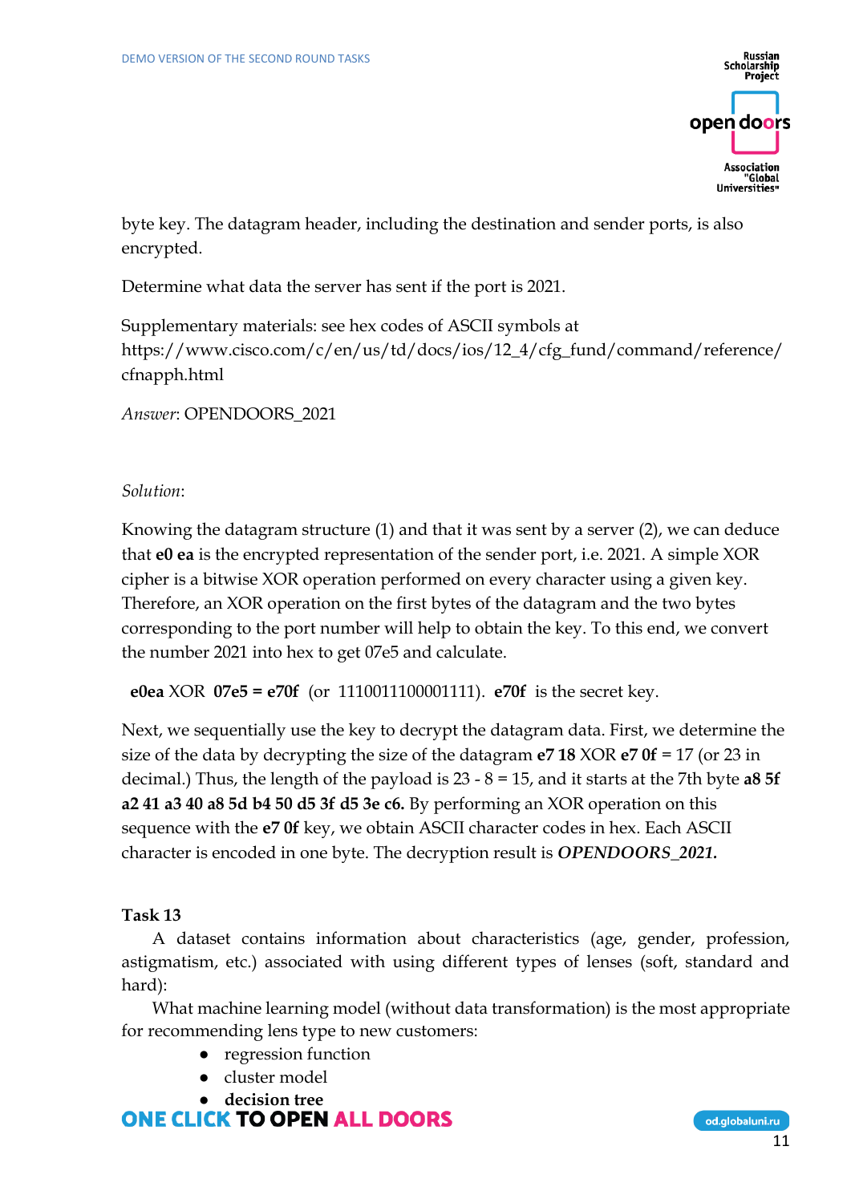byte key. The datagram header, including the destination and sender ports, is also encrypted.

Determine what data the server has sent if the port is 2021.

Supplementary materials: see hex codes of ASCII symbols at https://www.cisco.com/c/en/us/td/docs/ios/12_4/cfg_fund/command/reference/cfnapph.html

*Answer*: OPENDOORS_2021

*Solution*:

Knowing the datagram structure (1) and that it was sent by a server (2), we can deduce that **e0 ea** is the encrypted representation of the sender port, i.e. 2021. A simple XOR cipher is a bitwise XOR operation performed on every character using a given key. Therefore, an XOR operation on the first bytes of the datagram and the two bytes corresponding to the port number will help to obtain the key. To this end, we convert the number 2021 into hex to get 07e5 and calculate.

**e0ea** XOR **07e5 = e70f** (or 1110011100001111). **e70f** is the secret key.

Next, we sequentially use the key to decrypt the datagram data. First, we determine the size of the data by decrypting the size of the datagram **e7 18** XOR **e7 0f** = 17 (or 23 in decimal.) Thus, the length of the payload is 23 - 8 = 15, and it starts at the 7th byte **a8 5f a2 41 a3 40 a8 5d b4 50 d5 3f d5 3e c6.** By performing an XOR operation on this sequence with the **e7 0f** key, we obtain ASCII character codes in hex. Each ASCII character is encoded in one byte. The decryption result is ***OPENDOORS_2021.***

**Task 13**

A dataset contains information about characteristics (age, gender, profession, astigmatism, etc.) associated with using different types of lenses (soft, standard and hard):

What machine learning model (without data transformation) is the most appropriate for recommending lens type to new customers:

- regression function
- cluster model
- **decision tree**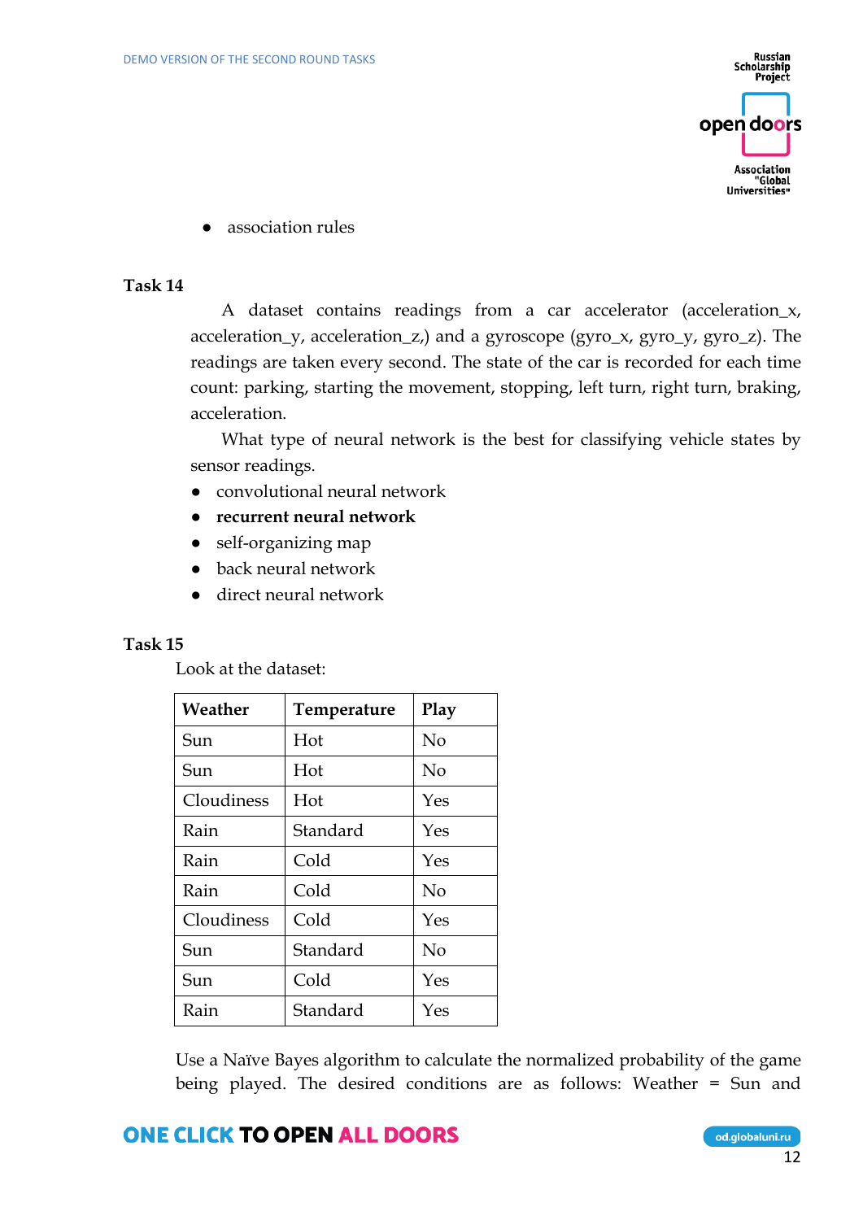- association rules

**Task 14**

A dataset contains readings from a car accelerator (acceleration_x, acceleration_y, acceleration_z,) and a gyroscope (gyro_x, gyro_y, gyro_z). The readings are taken every second. The state of the car is recorded for each time count: parking, starting the movement, stopping, left turn, right turn, braking, acceleration.

What type of neural network is the best for classifying vehicle states by sensor readings.

- convolutional neural network
- **recurrent neural network**
- self-organizing map
- back neural network
- direct neural network

**Task 15**

Look at the dataset:

| Weather | Temperature | Play |
|---|---|---|
| Sun | Hot | No |
| Sun | Hot | No |
| Cloudiness | Hot | Yes |
| Rain | Standard | Yes |
| Rain | Cold | Yes |
| Rain | Cold | No |
| Cloudiness | Cold | Yes |
| Sun | Standard | No |
| Sun | Cold | Yes |
| Rain | Standard | Yes |

Use a Naïve Bayes algorithm to calculate the normalized probability of the game being played. The desired conditions are as follows: Weather = Sun and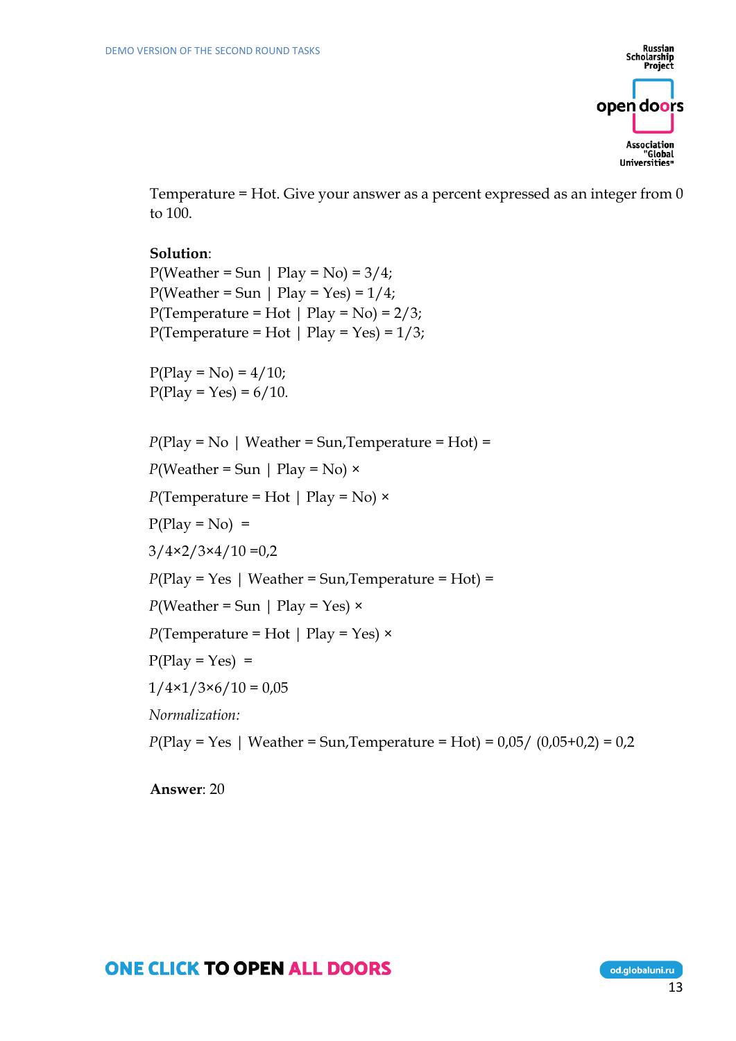Temperature = Hot. Give your answer as a percent expressed as an integer from 0 to 100.

**Solution**:

$P(\text{Weather} = \text{Sun} \mid \text{Play} = \text{No}) = 3/4$;

$P(\text{Weather} = \text{Sun} \mid \text{Play} = \text{Yes}) = 1/4$;

$P(\text{Temperature} = \text{Hot} \mid \text{Play} = \text{No}) = 2/3$;

$P(\text{Temperature} = \text{Hot} \mid \text{Play} = \text{Yes}) = 1/3$;

$P(\text{Play} = \text{No}) = 4/10$;

$P(\text{Play} = \text{Yes}) = 6/10$.

$$P(\text{Play} = \text{No} \mid \text{Weather} = \text{Sun}, \text{Temperature} = \text{Hot}) =$$

$$P(\text{Weather} = \text{Sun} \mid \text{Play} = \text{No}) \times$$

$$P(\text{Temperature} = \text{Hot} \mid \text{Play} = \text{No}) \times$$

$$P(\text{Play} = \text{No}) =$$

$$3/4 \times 2/3 \times 4/10 = 0{,}2$$

$$P(\text{Play} = \text{Yes} \mid \text{Weather} = \text{Sun}, \text{Temperature} = \text{Hot}) =$$

$$P(\text{Weather} = \text{Sun} \mid \text{Play} = \text{Yes}) \times$$

$$P(\text{Temperature} = \text{Hot} \mid \text{Play} = \text{Yes}) \times$$

$$P(\text{Play} = \text{Yes}) =$$

$$1/4 \times 1/3 \times 6/10 = 0{,}05$$

*Normalization:*

$$P(\text{Play} = \text{Yes} \mid \text{Weather} = \text{Sun}, \text{Temperature} = \text{Hot}) = 0{,}05 / (0{,}05 + 0{,}2) = 0{,}2$$

**Answer**: 20